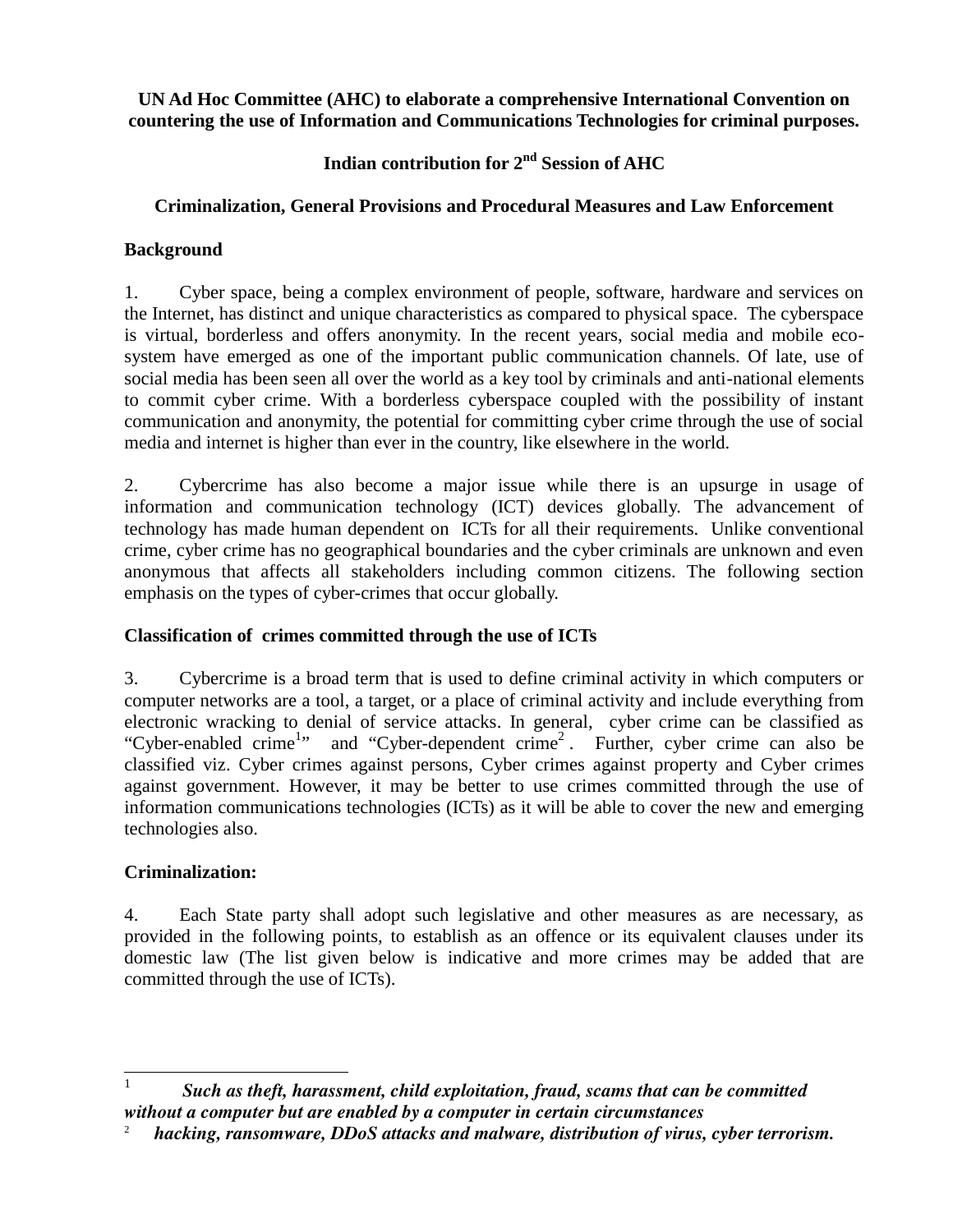**UN Ad Hoc Committee (AHC) to elaborate a comprehensive International Convention on countering the use of Information and Communications Technologies for criminal purposes.**

**Indian contribution for 2nd Session of AHC**

**Criminalization, General Provisions and Procedural Measures and Law Enforcement**

## Background

1. Cyber space, being a complex environment of people, software, hardware and services on the Internet, has distinct and unique characteristics as compared to physical space. The cyberspace is virtual, borderless and offers anonymity. In the recent years, social media and mobile eco-system have emerged as one of the important public communication channels. Of late, use of social media has been seen all over the world as a key tool by criminals and anti-national elements to commit cyber crime. With a borderless cyberspace coupled with the possibility of instant communication and anonymity, the potential for committing cyber crime through the use of social media and internet is higher than ever in the country, like elsewhere in the world.

2. Cybercrime has also become a major issue while there is an upsurge in usage of information and communication technology (ICT) devices globally. The advancement of technology has made human dependent on ICTs for all their requirements. Unlike conventional crime, cyber crime has no geographical boundaries and the cyber criminals are unknown and even anonymous that affects all stakeholders including common citizens. The following section emphasis on the types of cyber-crimes that occur globally.

## Classification of crimes committed through the use of ICTs

3. Cybercrime is a broad term that is used to define criminal activity in which computers or computer networks are a tool, a target, or a place of criminal activity and include everything from electronic wracking to denial of service attacks. In general, cyber crime can be classified as "Cyber-enabled crime[1]" and "Cyber-dependent crime[2]. Further, cyber crime can also be classified viz. Cyber crimes against persons, Cyber crimes against property and Cyber crimes against government. However, it may be better to use crimes committed through the use of information communications technologies (ICTs) as it will be able to cover the new and emerging technologies also.

## Criminalization:

4. Each State party shall adopt such legislative and other measures as are necessary, as provided in the following points, to establish as an offence or its equivalent clauses under its domestic law (The list given below is indicative and more crimes may be added that are committed through the use of ICTs).

---

[1] ***Such as theft, harassment, child exploitation, fraud, scams that can be committed without a computer but are enabled by a computer in certain circumstances***

[2] ***hacking, ransomware, DDoS attacks and malware, distribution of virus, cyber terrorism.***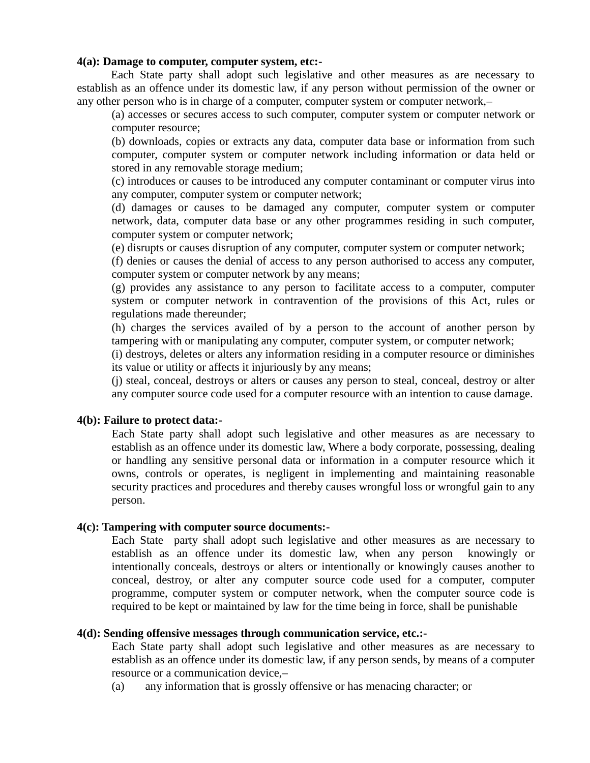**4(a): Damage to computer, computer system, etc:-**

Each State party shall adopt such legislative and other measures as are necessary to establish as an offence under its domestic law, if any person without permission of the owner or any other person who is in charge of a computer, computer system or computer network,–

(a) accesses or secures access to such computer, computer system or computer network or computer resource;

(b) downloads, copies or extracts any data, computer data base or information from such computer, computer system or computer network including information or data held or stored in any removable storage medium;

(c) introduces or causes to be introduced any computer contaminant or computer virus into any computer, computer system or computer network;

(d) damages or causes to be damaged any computer, computer system or computer network, data, computer data base or any other programmes residing in such computer, computer system or computer network;

(e) disrupts or causes disruption of any computer, computer system or computer network;

(f) denies or causes the denial of access to any person authorised to access any computer, computer system or computer network by any means;

(g) provides any assistance to any person to facilitate access to a computer, computer system or computer network in contravention of the provisions of this Act, rules or regulations made thereunder;

(h) charges the services availed of by a person to the account of another person by tampering with or manipulating any computer, computer system, or computer network;

(i) destroys, deletes or alters any information residing in a computer resource or diminishes its value or utility or affects it injuriously by any means;

(j) steal, conceal, destroys or alters or causes any person to steal, conceal, destroy or alter any computer source code used for a computer resource with an intention to cause damage.

**4(b): Failure to protect data:-**

Each State party shall adopt such legislative and other measures as are necessary to establish as an offence under its domestic law, Where a body corporate, possessing, dealing or handling any sensitive personal data or information in a computer resource which it owns, controls or operates, is negligent in implementing and maintaining reasonable security practices and procedures and thereby causes wrongful loss or wrongful gain to any person.

**4(c): Tampering with computer source documents:-**

Each State party shall adopt such legislative and other measures as are necessary to establish as an offence under its domestic law, when any person knowingly or intentionally conceals, destroys or alters or intentionally or knowingly causes another to conceal, destroy, or alter any computer source code used for a computer, computer programme, computer system or computer network, when the computer source code is required to be kept or maintained by law for the time being in force, shall be punishable

**4(d): Sending offensive messages through communication service, etc.:-**

Each State party shall adopt such legislative and other measures as are necessary to establish as an offence under its domestic law, if any person sends, by means of a computer resource or a communication device,–

(a) any information that is grossly offensive or has menacing character; or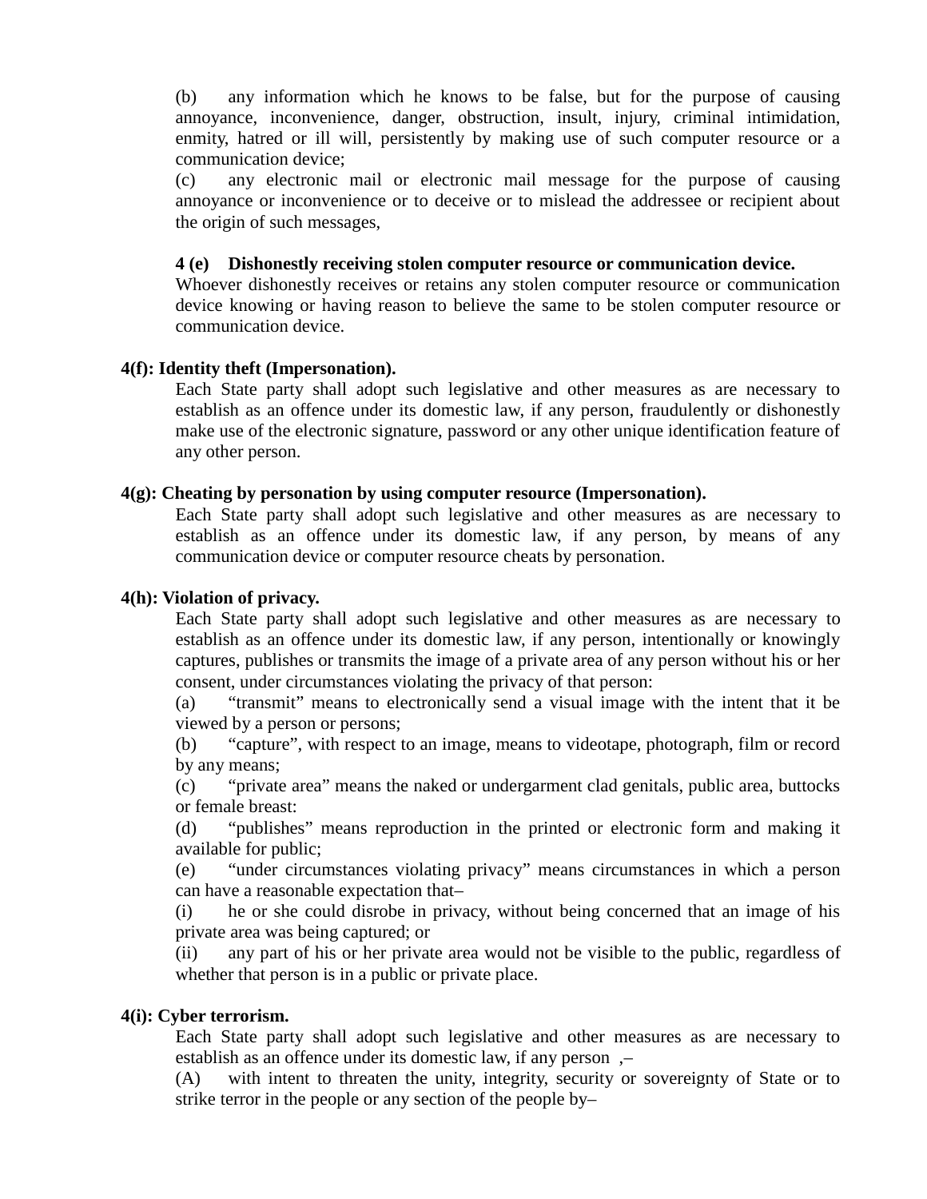(b) any information which he knows to be false, but for the purpose of causing annoyance, inconvenience, danger, obstruction, insult, injury, criminal intimidation, enmity, hatred or ill will, persistently by making use of such computer resource or a communication device;

(c) any electronic mail or electronic mail message for the purpose of causing annoyance or inconvenience or to deceive or to mislead the addressee or recipient about the origin of such messages,

**4 (e) Dishonestly receiving stolen computer resource or communication device.**

Whoever dishonestly receives or retains any stolen computer resource or communication device knowing or having reason to believe the same to be stolen computer resource or communication device.

**4(f): Identity theft (Impersonation).**

Each State party shall adopt such legislative and other measures as are necessary to establish as an offence under its domestic law, if any person, fraudulently or dishonestly make use of the electronic signature, password or any other unique identification feature of any other person.

**4(g): Cheating by personation by using computer resource (Impersonation).**

Each State party shall adopt such legislative and other measures as are necessary to establish as an offence under its domestic law, if any person, by means of any communication device or computer resource cheats by personation.

**4(h): Violation of privacy.**

Each State party shall adopt such legislative and other measures as are necessary to establish as an offence under its domestic law, if any person, intentionally or knowingly captures, publishes or transmits the image of a private area of any person without his or her consent, under circumstances violating the privacy of that person:

(a) "transmit" means to electronically send a visual image with the intent that it be viewed by a person or persons;

(b) "capture", with respect to an image, means to videotape, photograph, film or record by any means;

(c) "private area" means the naked or undergarment clad genitals, public area, buttocks or female breast:

(d) "publishes" means reproduction in the printed or electronic form and making it available for public;

(e) "under circumstances violating privacy" means circumstances in which a person can have a reasonable expectation that–

(i) he or she could disrobe in privacy, without being concerned that an image of his private area was being captured; or

(ii) any part of his or her private area would not be visible to the public, regardless of whether that person is in a public or private place.

**4(i): Cyber terrorism.**

Each State party shall adopt such legislative and other measures as are necessary to establish as an offence under its domestic law, if any person ,–

(A) with intent to threaten the unity, integrity, security or sovereignty of State or to strike terror in the people or any section of the people by–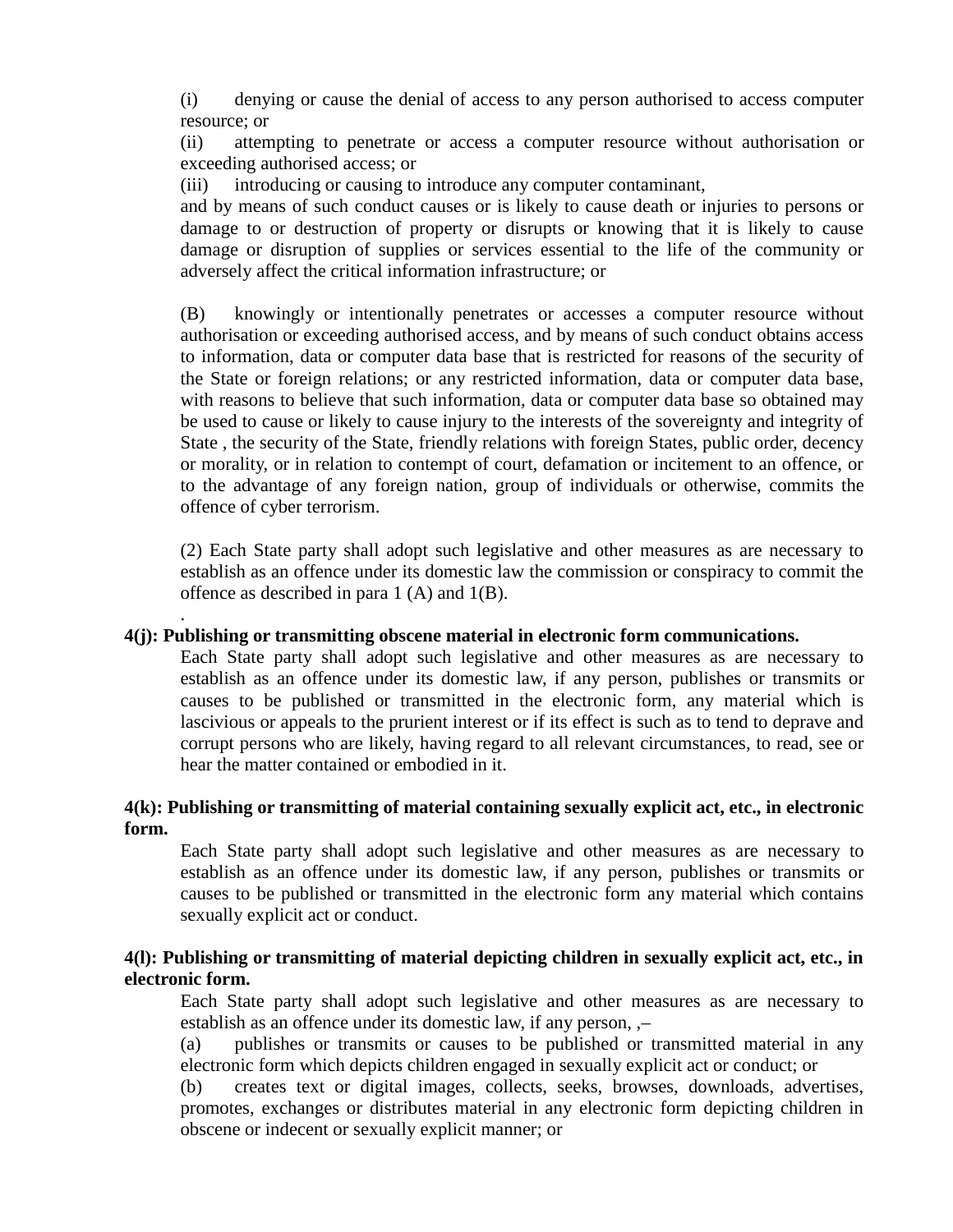(i) denying or cause the denial of access to any person authorised to access computer resource; or

(ii) attempting to penetrate or access a computer resource without authorisation or exceeding authorised access; or

(iii) introducing or causing to introduce any computer contaminant,

and by means of such conduct causes or is likely to cause death or injuries to persons or damage to or destruction of property or disrupts or knowing that it is likely to cause damage or disruption of supplies or services essential to the life of the community or adversely affect the critical information infrastructure; or

(B) knowingly or intentionally penetrates or accesses a computer resource without authorisation or exceeding authorised access, and by means of such conduct obtains access to information, data or computer data base that is restricted for reasons of the security of the State or foreign relations; or any restricted information, data or computer data base, with reasons to believe that such information, data or computer data base so obtained may be used to cause or likely to cause injury to the interests of the sovereignty and integrity of State , the security of the State, friendly relations with foreign States, public order, decency or morality, or in relation to contempt of court, defamation or incitement to an offence, or to the advantage of any foreign nation, group of individuals or otherwise, commits the offence of cyber terrorism.

(2) Each State party shall adopt such legislative and other measures as are necessary to establish as an offence under its domestic law the commission or conspiracy to commit the offence as described in para 1 (A) and 1(B).

.

**4(j): Publishing or transmitting obscene material in electronic form communications.**

Each State party shall adopt such legislative and other measures as are necessary to establish as an offence under its domestic law, if any person, publishes or transmits or causes to be published or transmitted in the electronic form, any material which is lascivious or appeals to the prurient interest or if its effect is such as to tend to deprave and corrupt persons who are likely, having regard to all relevant circumstances, to read, see or hear the matter contained or embodied in it.

**4(k): Publishing or transmitting of material containing sexually explicit act, etc., in electronic form.**

Each State party shall adopt such legislative and other measures as are necessary to establish as an offence under its domestic law, if any person, publishes or transmits or causes to be published or transmitted in the electronic form any material which contains sexually explicit act or conduct.

**4(l): Publishing or transmitting of material depicting children in sexually explicit act, etc., in electronic form.**

Each State party shall adopt such legislative and other measures as are necessary to establish as an offence under its domestic law, if any person, ,–

(a) publishes or transmits or causes to be published or transmitted material in any electronic form which depicts children engaged in sexually explicit act or conduct; or

(b) creates text or digital images, collects, seeks, browses, downloads, advertises, promotes, exchanges or distributes material in any electronic form depicting children in obscene or indecent or sexually explicit manner; or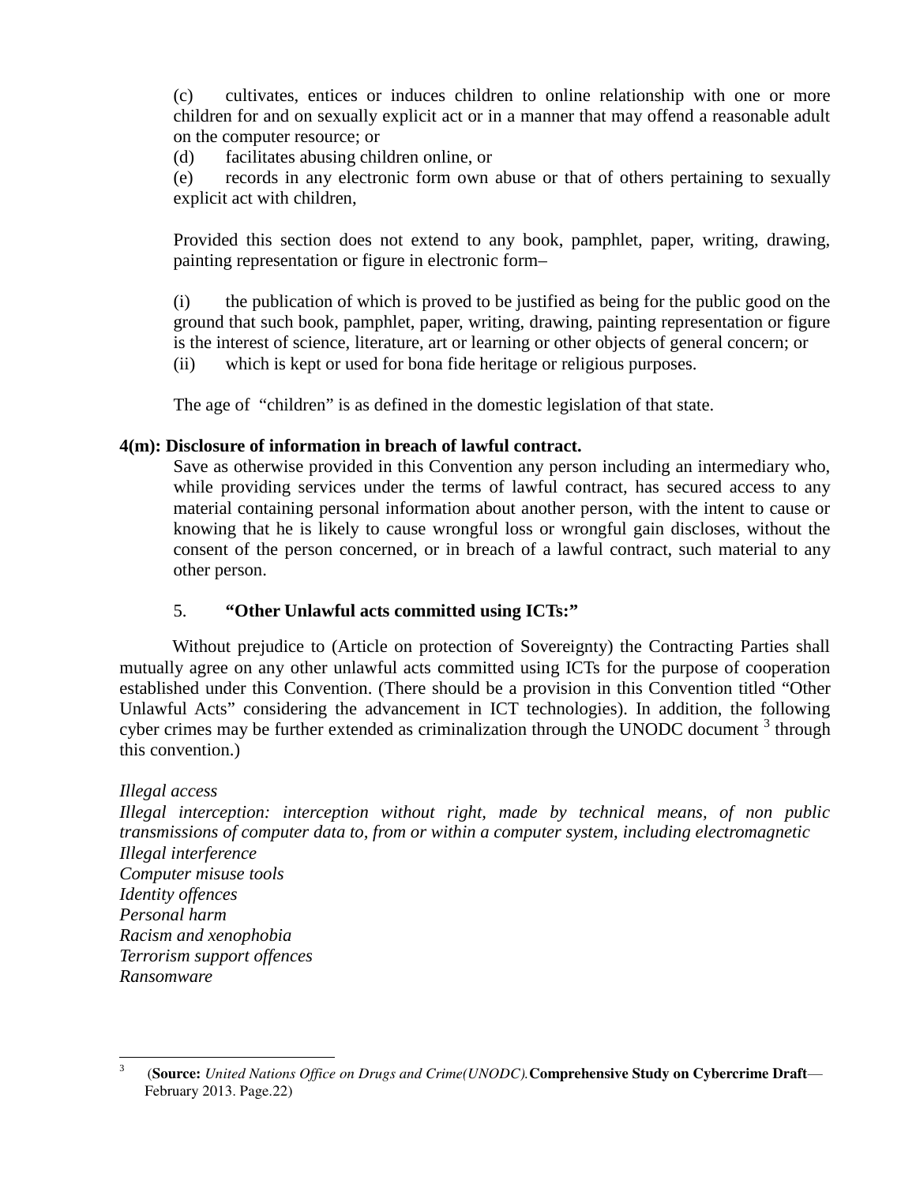(c) cultivates, entices or induces children to online relationship with one or more children for and on sexually explicit act or in a manner that may offend a reasonable adult on the computer resource; or

(d) facilitates abusing children online, or

(e) records in any electronic form own abuse or that of others pertaining to sexually explicit act with children,

Provided this section does not extend to any book, pamphlet, paper, writing, drawing, painting representation or figure in electronic form–

(i) the publication of which is proved to be justified as being for the public good on the ground that such book, pamphlet, paper, writing, drawing, painting representation or figure is the interest of science, literature, art or learning or other objects of general concern; or

(ii) which is kept or used for bona fide heritage or religious purposes.

The age of "children" is as defined in the domestic legislation of that state.

**4(m): Disclosure of information in breach of lawful contract.**

Save as otherwise provided in this Convention any person including an intermediary who, while providing services under the terms of lawful contract, has secured access to any material containing personal information about another person, with the intent to cause or knowing that he is likely to cause wrongful loss or wrongful gain discloses, without the consent of the person concerned, or in breach of a lawful contract, such material to any other person.

5. **"Other Unlawful acts committed using ICTs:"**

Without prejudice to (Article on protection of Sovereignty) the Contracting Parties shall mutually agree on any other unlawful acts committed using ICTs for the purpose of cooperation established under this Convention. (There should be a provision in this Convention titled "Other Unlawful Acts" considering the advancement in ICT technologies). In addition, the following cyber crimes may be further extended as criminalization through the UNODC document [3] through this convention.)

*Illegal access*
*Illegal interception: interception without right, made by technical means, of non public transmissions of computer data to, from or within a computer system, including electromagnetic*
*Illegal interference*
*Computer misuse tools*
*Identity offences*
*Personal harm*
*Racism and xenophobia*
*Terrorism support offences*
*Ransomware*

[3] (**Source:** *United Nations Office on Drugs and Crime(UNODC).* **Comprehensive Study on Cybercrime Draft**— February 2013. Page.22)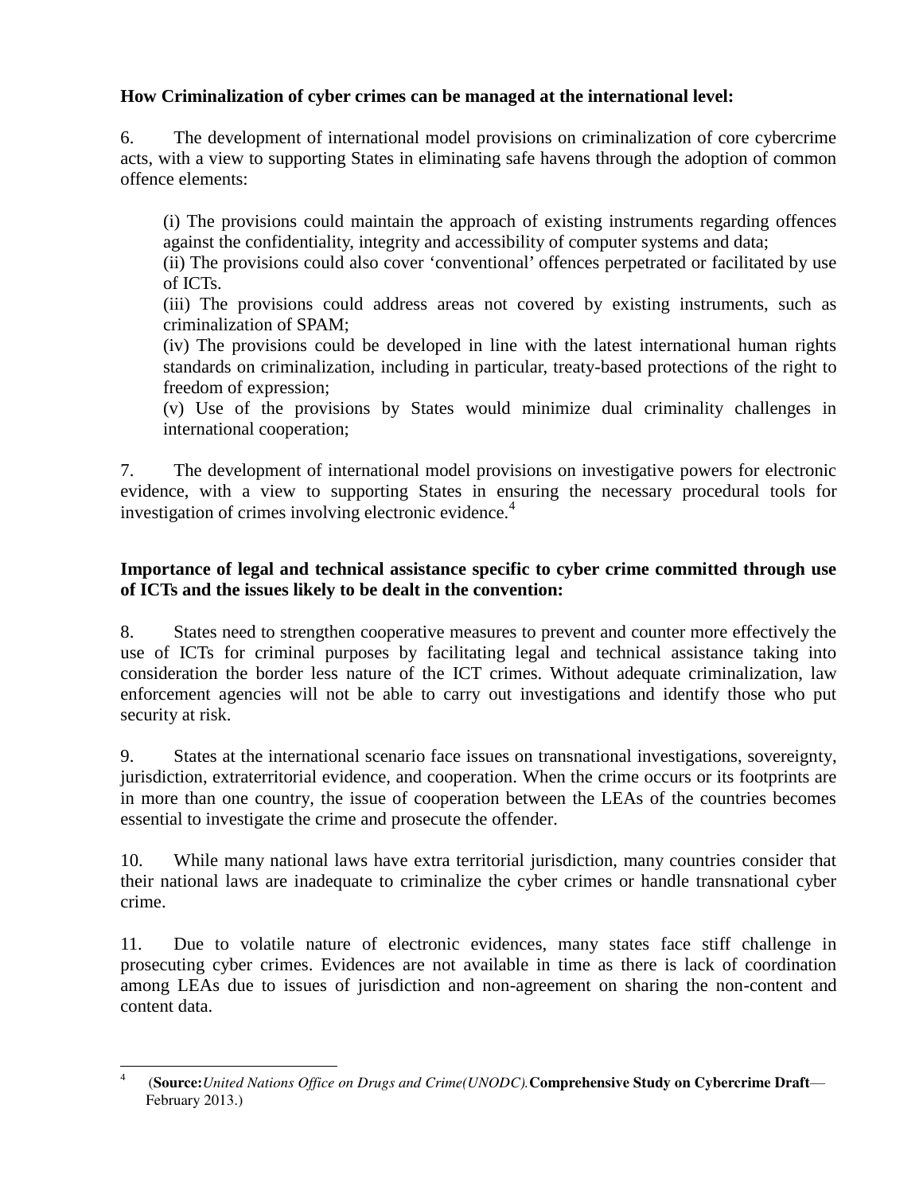**How Criminalization of cyber crimes can be managed at the international level:**

6. The development of international model provisions on criminalization of core cybercrime acts, with a view to supporting States in eliminating safe havens through the adoption of common offence elements:

(i) The provisions could maintain the approach of existing instruments regarding offences against the confidentiality, integrity and accessibility of computer systems and data;
(ii) The provisions could also cover 'conventional' offences perpetrated or facilitated by use of ICTs.
(iii) The provisions could address areas not covered by existing instruments, such as criminalization of SPAM;
(iv) The provisions could be developed in line with the latest international human rights standards on criminalization, including in particular, treaty-based protections of the right to freedom of expression;
(v) Use of the provisions by States would minimize dual criminality challenges in international cooperation;

7. The development of international model provisions on investigative powers for electronic evidence, with a view to supporting States in ensuring the necessary procedural tools for investigation of crimes involving electronic evidence.[4]

**Importance of legal and technical assistance specific to cyber crime committed through use of ICTs and the issues likely to be dealt in the convention:**

8. States need to strengthen cooperative measures to prevent and counter more effectively the use of ICTs for criminal purposes by facilitating legal and technical assistance taking into consideration the border less nature of the ICT crimes. Without adequate criminalization, law enforcement agencies will not be able to carry out investigations and identify those who put security at risk.

9. States at the international scenario face issues on transnational investigations, sovereignty, jurisdiction, extraterritorial evidence, and cooperation. When the crime occurs or its footprints are in more than one country, the issue of cooperation between the LEAs of the countries becomes essential to investigate the crime and prosecute the offender.

10. While many national laws have extra territorial jurisdiction, many countries consider that their national laws are inadequate to criminalize the cyber crimes or handle transnational cyber crime.

11. Due to volatile nature of electronic evidences, many states face stiff challenge in prosecuting cyber crimes. Evidences are not available in time as there is lack of coordination among LEAs due to issues of jurisdiction and non-agreement on sharing the non-content and content data.

---

[4] (**Source:** *United Nations Office on Drugs and Crime(UNODC).* **Comprehensive Study on Cybercrime Draft**— February 2013.)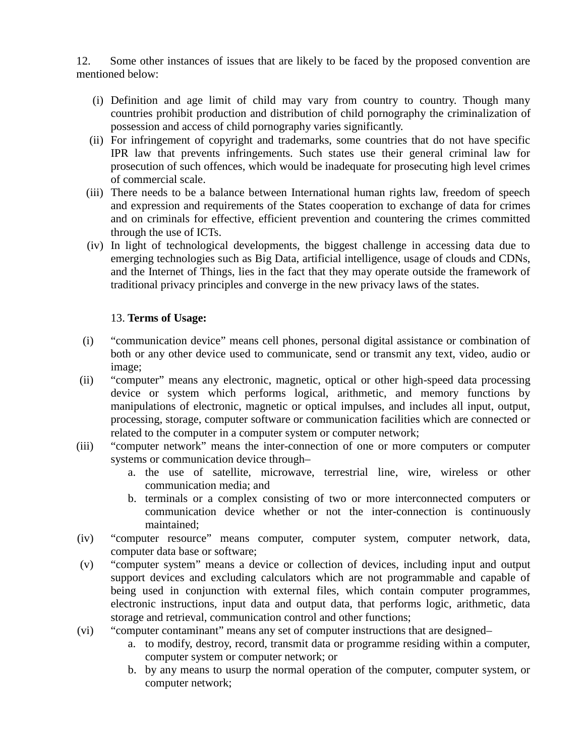12. Some other instances of issues that are likely to be faced by the proposed convention are mentioned below:

(i) Definition and age limit of child may vary from country to country. Though many countries prohibit production and distribution of child pornography the criminalization of possession and access of child pornography varies significantly.

(ii) For infringement of copyright and trademarks, some countries that do not have specific IPR law that prevents infringements. Such states use their general criminal law for prosecution of such offences, which would be inadequate for prosecuting high level crimes of commercial scale.

(iii) There needs to be a balance between International human rights law, freedom of speech and expression and requirements of the States cooperation to exchange of data for crimes and on criminals for effective, efficient prevention and countering the crimes committed through the use of ICTs.

(iv) In light of technological developments, the biggest challenge in accessing data due to emerging technologies such as Big Data, artificial intelligence, usage of clouds and CDNs, and the Internet of Things, lies in the fact that they may operate outside the framework of traditional privacy principles and converge in the new privacy laws of the states.

13. **Terms of Usage:**

(i) "communication device" means cell phones, personal digital assistance or combination of both or any other device used to communicate, send or transmit any text, video, audio or image;

(ii) "computer" means any electronic, magnetic, optical or other high-speed data processing device or system which performs logical, arithmetic, and memory functions by manipulations of electronic, magnetic or optical impulses, and includes all input, output, processing, storage, computer software or communication facilities which are connected or related to the computer in a computer system or computer network;

(iii) "computer network" means the inter-connection of one or more computers or computer systems or communication device through–

   a. the use of satellite, microwave, terrestrial line, wire, wireless or other communication media; and
   b. terminals or a complex consisting of two or more interconnected computers or communication device whether or not the inter-connection is continuously maintained;

(iv) "computer resource" means computer, computer system, computer network, data, computer data base or software;

(v) "computer system" means a device or collection of devices, including input and output support devices and excluding calculators which are not programmable and capable of being used in conjunction with external files, which contain computer programmes, electronic instructions, input data and output data, that performs logic, arithmetic, data storage and retrieval, communication control and other functions;

(vi) "computer contaminant" means any set of computer instructions that are designed–

   a. to modify, destroy, record, transmit data or programme residing within a computer, computer system or computer network; or
   b. by any means to usurp the normal operation of the computer, computer system, or computer network;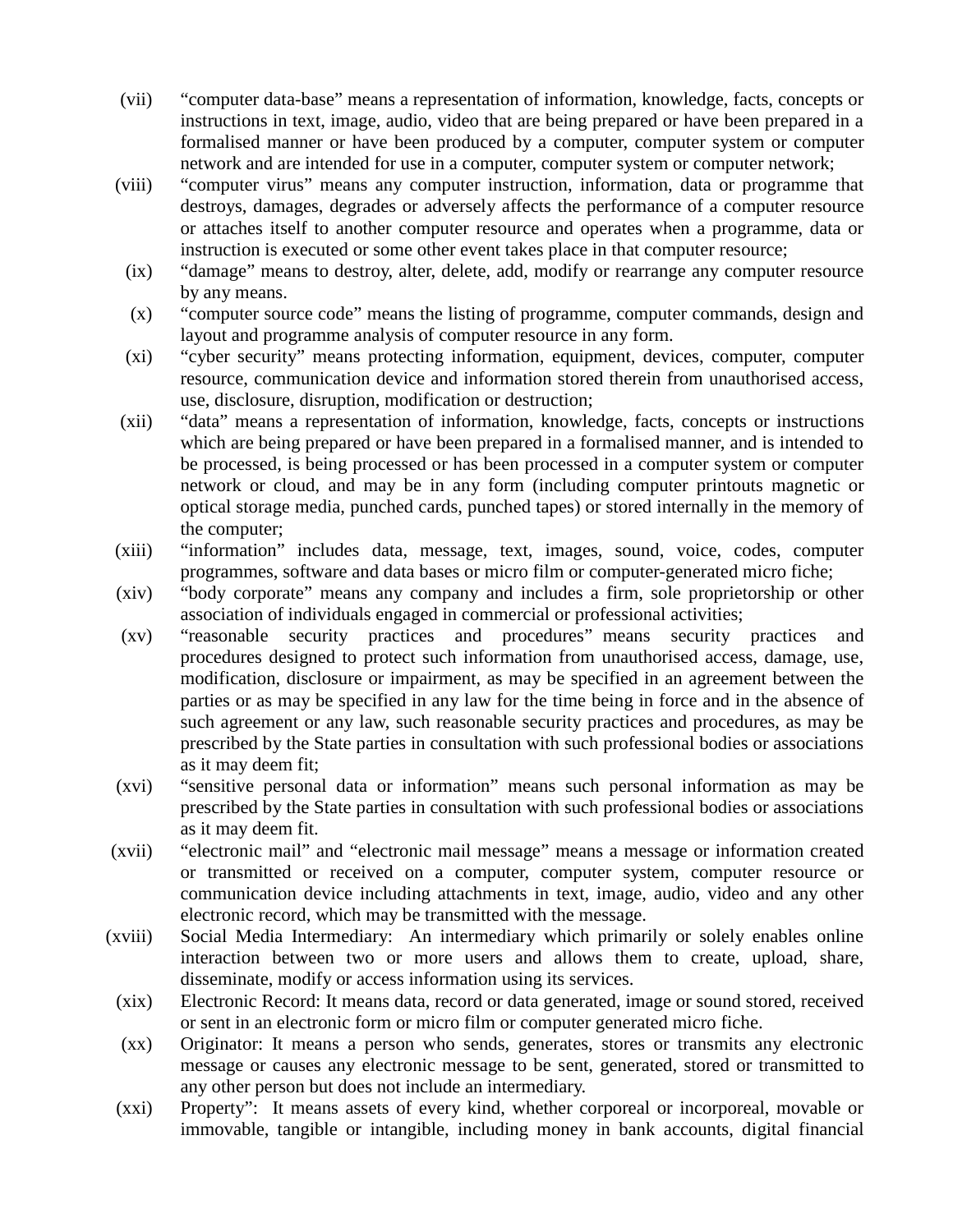(vii) "computer data-base" means a representation of information, knowledge, facts, concepts or instructions in text, image, audio, video that are being prepared or have been prepared in a formalised manner or have been produced by a computer, computer system or computer network and are intended for use in a computer, computer system or computer network;

(viii) "computer virus" means any computer instruction, information, data or programme that destroys, damages, degrades or adversely affects the performance of a computer resource or attaches itself to another computer resource and operates when a programme, data or instruction is executed or some other event takes place in that computer resource;

(ix) "damage" means to destroy, alter, delete, add, modify or rearrange any computer resource by any means.

(x) "computer source code" means the listing of programme, computer commands, design and layout and programme analysis of computer resource in any form.

(xi) "cyber security" means protecting information, equipment, devices, computer, computer resource, communication device and information stored therein from unauthorised access, use, disclosure, disruption, modification or destruction;

(xii) "data" means a representation of information, knowledge, facts, concepts or instructions which are being prepared or have been prepared in a formalised manner, and is intended to be processed, is being processed or has been processed in a computer system or computer network or cloud, and may be in any form (including computer printouts magnetic or optical storage media, punched cards, punched tapes) or stored internally in the memory of the computer;

(xiii) "information" includes data, message, text, images, sound, voice, codes, computer programmes, software and data bases or micro film or computer-generated micro fiche;

(xiv) "body corporate" means any company and includes a firm, sole proprietorship or other association of individuals engaged in commercial or professional activities;

(xv) "reasonable security practices and procedures" means security practices and procedures designed to protect such information from unauthorised access, damage, use, modification, disclosure or impairment, as may be specified in an agreement between the parties or as may be specified in any law for the time being in force and in the absence of such agreement or any law, such reasonable security practices and procedures, as may be prescribed by the State parties in consultation with such professional bodies or associations as it may deem fit;

(xvi) "sensitive personal data or information" means such personal information as may be prescribed by the State parties in consultation with such professional bodies or associations as it may deem fit.

(xvii) "electronic mail" and "electronic mail message" means a message or information created or transmitted or received on a computer, computer system, computer resource or communication device including attachments in text, image, audio, video and any other electronic record, which may be transmitted with the message.

(xviii) Social Media Intermediary: An intermediary which primarily or solely enables online interaction between two or more users and allows them to create, upload, share, disseminate, modify or access information using its services.

(xix) Electronic Record: It means data, record or data generated, image or sound stored, received or sent in an electronic form or micro film or computer generated micro fiche.

(xx) Originator: It means a person who sends, generates, stores or transmits any electronic message or causes any electronic message to be sent, generated, stored or transmitted to any other person but does not include an intermediary.

(xxi) Property": It means assets of every kind, whether corporeal or incorporeal, movable or immovable, tangible or intangible, including money in bank accounts, digital financial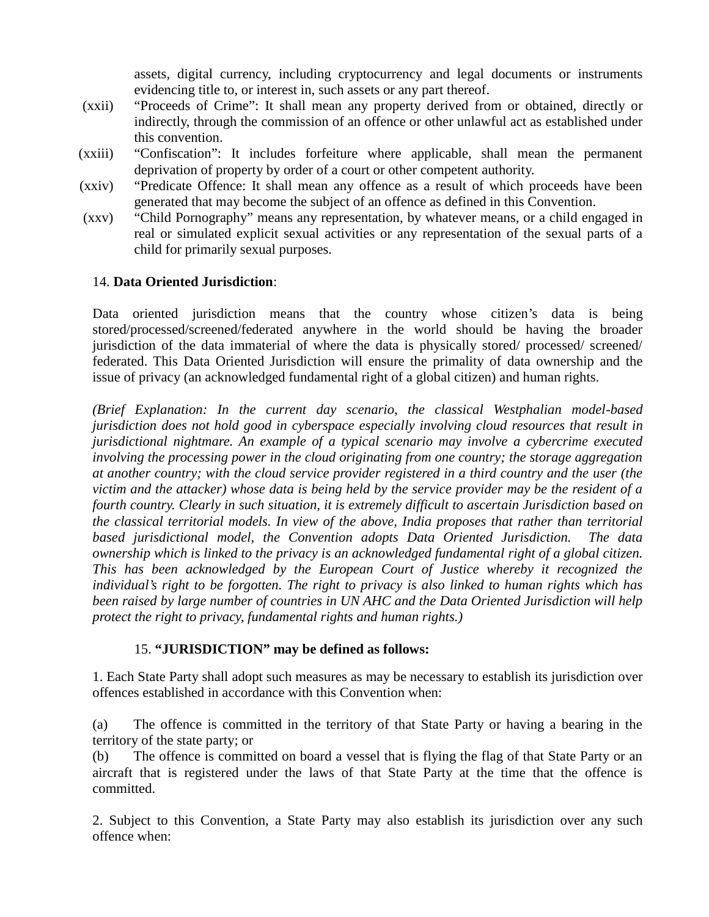assets, digital currency, including cryptocurrency and legal documents or instruments evidencing title to, or interest in, such assets or any part thereof.

(xxii) "Proceeds of Crime": It shall mean any property derived from or obtained, directly or indirectly, through the commission of an offence or other unlawful act as established under this convention.

(xxiii) "Confiscation": It includes forfeiture where applicable, shall mean the permanent deprivation of property by order of a court or other competent authority.

(xxiv) "Predicate Offence: It shall mean any offence as a result of which proceeds have been generated that may become the subject of an offence as defined in this Convention.

(xxv) "Child Pornography" means any representation, by whatever means, or a child engaged in real or simulated explicit sexual activities or any representation of the sexual parts of a child for primarily sexual purposes.

14. **Data Oriented Jurisdiction**:

Data oriented jurisdiction means that the country whose citizen's data is being stored/processed/screened/federated anywhere in the world should be having the broader jurisdiction of the data immaterial of where the data is physically stored/ processed/ screened/ federated. This Data Oriented Jurisdiction will ensure the primality of data ownership and the issue of privacy (an acknowledged fundamental right of a global citizen) and human rights.

*(Brief Explanation: In the current day scenario, the classical Westphalian model-based jurisdiction does not hold good in cyberspace especially involving cloud resources that result in jurisdictional nightmare. An example of a typical scenario may involve a cybercrime executed involving the processing power in the cloud originating from one country; the storage aggregation at another country; with the cloud service provider registered in a third country and the user (the victim and the attacker) whose data is being held by the service provider may be the resident of a fourth country. Clearly in such situation, it is extremely difficult to ascertain Jurisdiction based on the classical territorial models. In view of the above, India proposes that rather than territorial based jurisdictional model, the Convention adopts Data Oriented Jurisdiction. The data ownership which is linked to the privacy is an acknowledged fundamental right of a global citizen. This has been acknowledged by the European Court of Justice whereby it recognized the individual's right to be forgotten. The right to privacy is also linked to human rights which has been raised by large number of countries in UN AHC and the Data Oriented Jurisdiction will help protect the right to privacy, fundamental rights and human rights.)*

15. **"JURISDICTION" may be defined as follows:**

1. Each State Party shall adopt such measures as may be necessary to establish its jurisdiction over offences established in accordance with this Convention when:

(a) The offence is committed in the territory of that State Party or having a bearing in the territory of the state party; or

(b) The offence is committed on board a vessel that is flying the flag of that State Party or an aircraft that is registered under the laws of that State Party at the time that the offence is committed.

2. Subject to this Convention, a State Party may also establish its jurisdiction over any such offence when: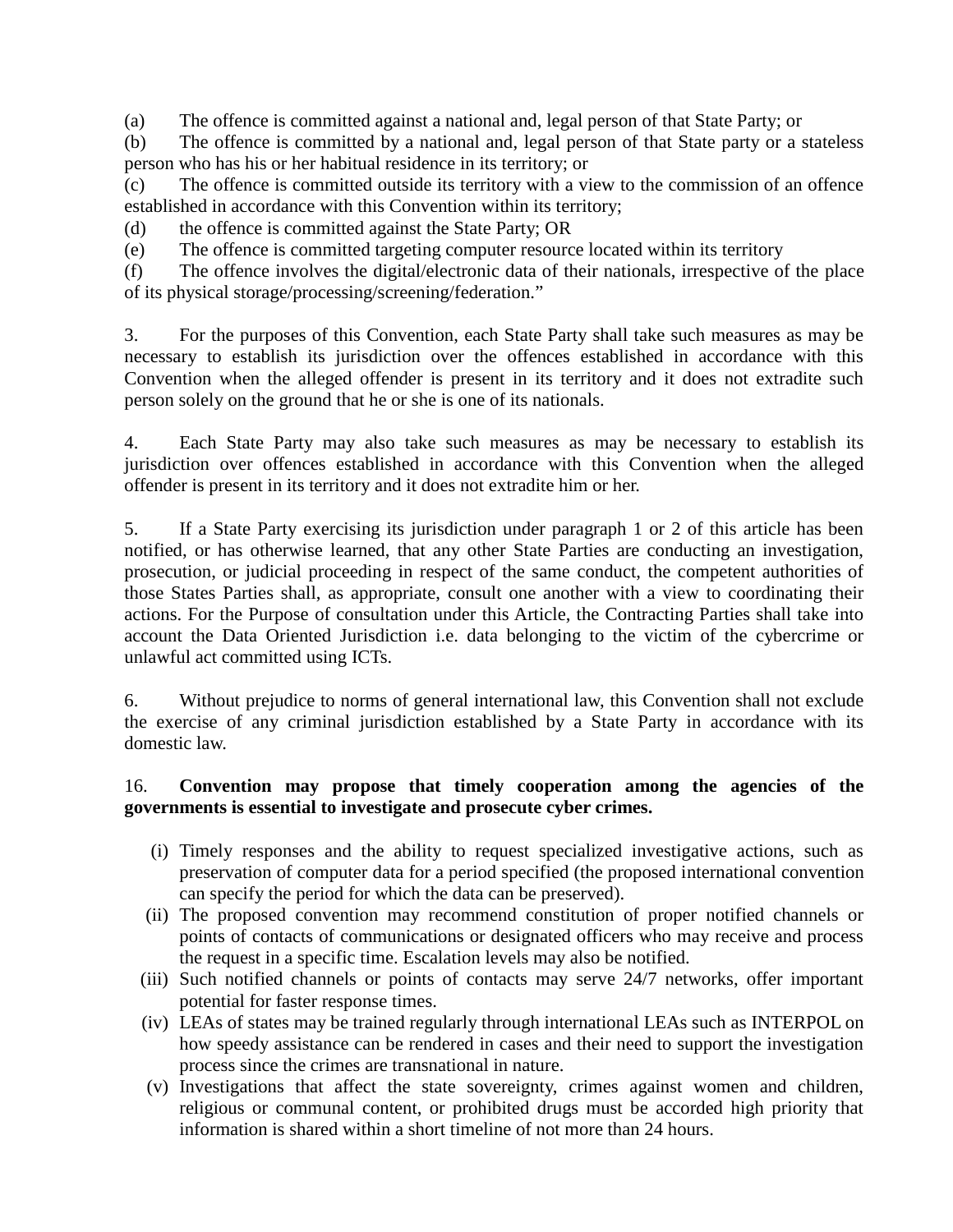(a) The offence is committed against a national and, legal person of that State Party; or

(b) The offence is committed by a national and, legal person of that State party or a stateless person who has his or her habitual residence in its territory; or

(c) The offence is committed outside its territory with a view to the commission of an offence established in accordance with this Convention within its territory;

(d) the offence is committed against the State Party; OR

(e) The offence is committed targeting computer resource located within its territory

(f) The offence involves the digital/electronic data of their nationals, irrespective of the place of its physical storage/processing/screening/federation."

3. For the purposes of this Convention, each State Party shall take such measures as may be necessary to establish its jurisdiction over the offences established in accordance with this Convention when the alleged offender is present in its territory and it does not extradite such person solely on the ground that he or she is one of its nationals.

4. Each State Party may also take such measures as may be necessary to establish its jurisdiction over offences established in accordance with this Convention when the alleged offender is present in its territory and it does not extradite him or her.

5. If a State Party exercising its jurisdiction under paragraph 1 or 2 of this article has been notified, or has otherwise learned, that any other State Parties are conducting an investigation, prosecution, or judicial proceeding in respect of the same conduct, the competent authorities of those States Parties shall, as appropriate, consult one another with a view to coordinating their actions. For the Purpose of consultation under this Article, the Contracting Parties shall take into account the Data Oriented Jurisdiction i.e. data belonging to the victim of the cybercrime or unlawful act committed using ICTs.

6. Without prejudice to norms of general international law, this Convention shall not exclude the exercise of any criminal jurisdiction established by a State Party in accordance with its domestic law.

16. **Convention may propose that timely cooperation among the agencies of the governments is essential to investigate and prosecute cyber crimes.**

(i) Timely responses and the ability to request specialized investigative actions, such as preservation of computer data for a period specified (the proposed international convention can specify the period for which the data can be preserved).

(ii) The proposed convention may recommend constitution of proper notified channels or points of contacts of communications or designated officers who may receive and process the request in a specific time. Escalation levels may also be notified.

(iii) Such notified channels or points of contacts may serve 24/7 networks, offer important potential for faster response times.

(iv) LEAs of states may be trained regularly through international LEAs such as INTERPOL on how speedy assistance can be rendered in cases and their need to support the investigation process since the crimes are transnational in nature.

(v) Investigations that affect the state sovereignty, crimes against women and children, religious or communal content, or prohibited drugs must be accorded high priority that information is shared within a short timeline of not more than 24 hours.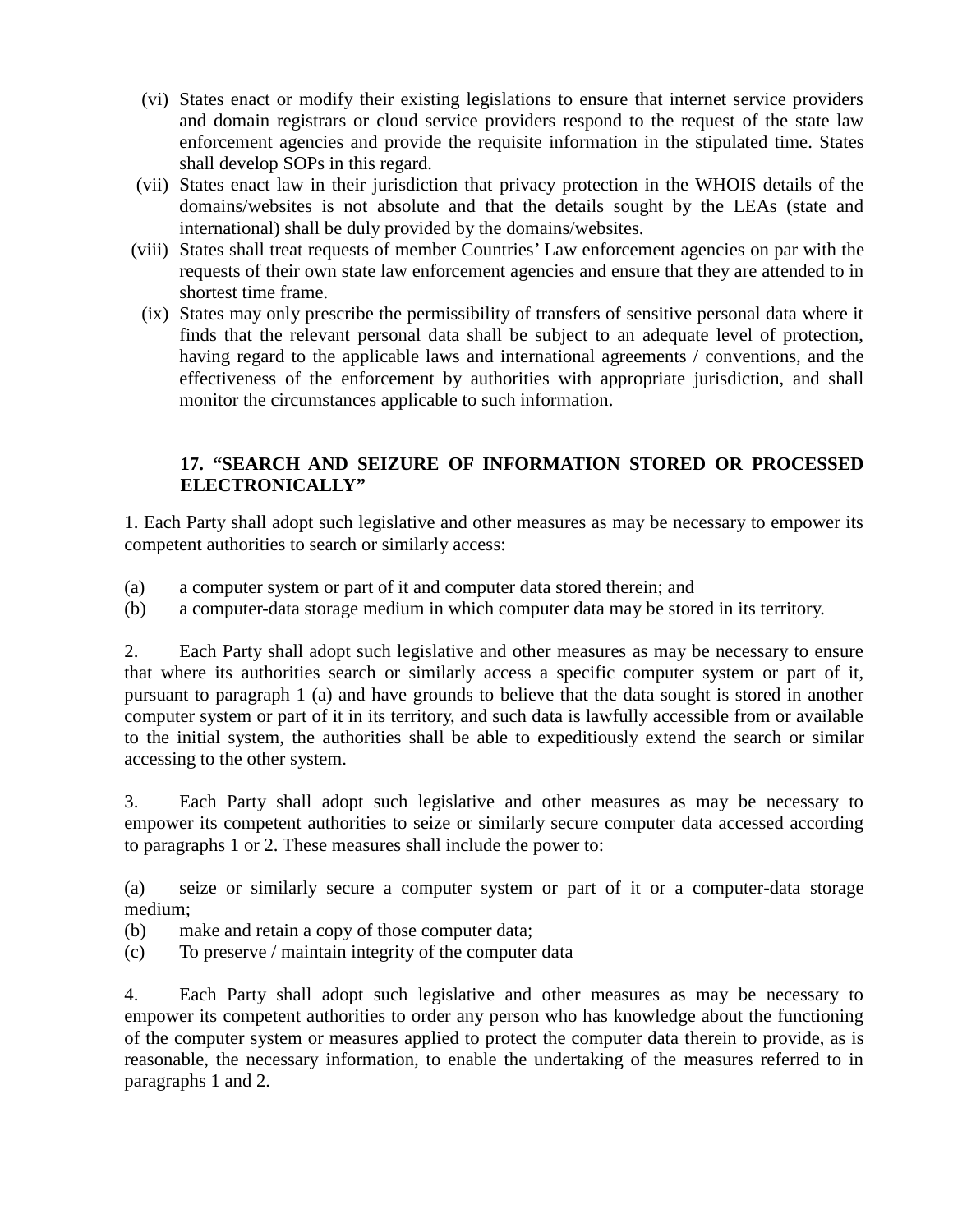(vi) States enact or modify their existing legislations to ensure that internet service providers and domain registrars or cloud service providers respond to the request of the state law enforcement agencies and provide the requisite information in the stipulated time. States shall develop SOPs in this regard.

(vii) States enact law in their jurisdiction that privacy protection in the WHOIS details of the domains/websites is not absolute and that the details sought by the LEAs (state and international) shall be duly provided by the domains/websites.

(viii) States shall treat requests of member Countries' Law enforcement agencies on par with the requests of their own state law enforcement agencies and ensure that they are attended to in shortest time frame.

(ix) States may only prescribe the permissibility of transfers of sensitive personal data where it finds that the relevant personal data shall be subject to an adequate level of protection, having regard to the applicable laws and international agreements / conventions, and the effectiveness of the enforcement by authorities with appropriate jurisdiction, and shall monitor the circumstances applicable to such information.

### 17. "SEARCH AND SEIZURE OF INFORMATION STORED OR PROCESSED ELECTRONICALLY"

1. Each Party shall adopt such legislative and other measures as may be necessary to empower its competent authorities to search or similarly access:

(a) a computer system or part of it and computer data stored therein; and
(b) a computer-data storage medium in which computer data may be stored in its territory.

2. Each Party shall adopt such legislative and other measures as may be necessary to ensure that where its authorities search or similarly access a specific computer system or part of it, pursuant to paragraph 1 (a) and have grounds to believe that the data sought is stored in another computer system or part of it in its territory, and such data is lawfully accessible from or available to the initial system, the authorities shall be able to expeditiously extend the search or similar accessing to the other system.

3. Each Party shall adopt such legislative and other measures as may be necessary to empower its competent authorities to seize or similarly secure computer data accessed according to paragraphs 1 or 2. These measures shall include the power to:

(a) seize or similarly secure a computer system or part of it or a computer-data storage medium;
(b) make and retain a copy of those computer data;
(c) To preserve / maintain integrity of the computer data

4. Each Party shall adopt such legislative and other measures as may be necessary to empower its competent authorities to order any person who has knowledge about the functioning of the computer system or measures applied to protect the computer data therein to provide, as is reasonable, the necessary information, to enable the undertaking of the measures referred to in paragraphs 1 and 2.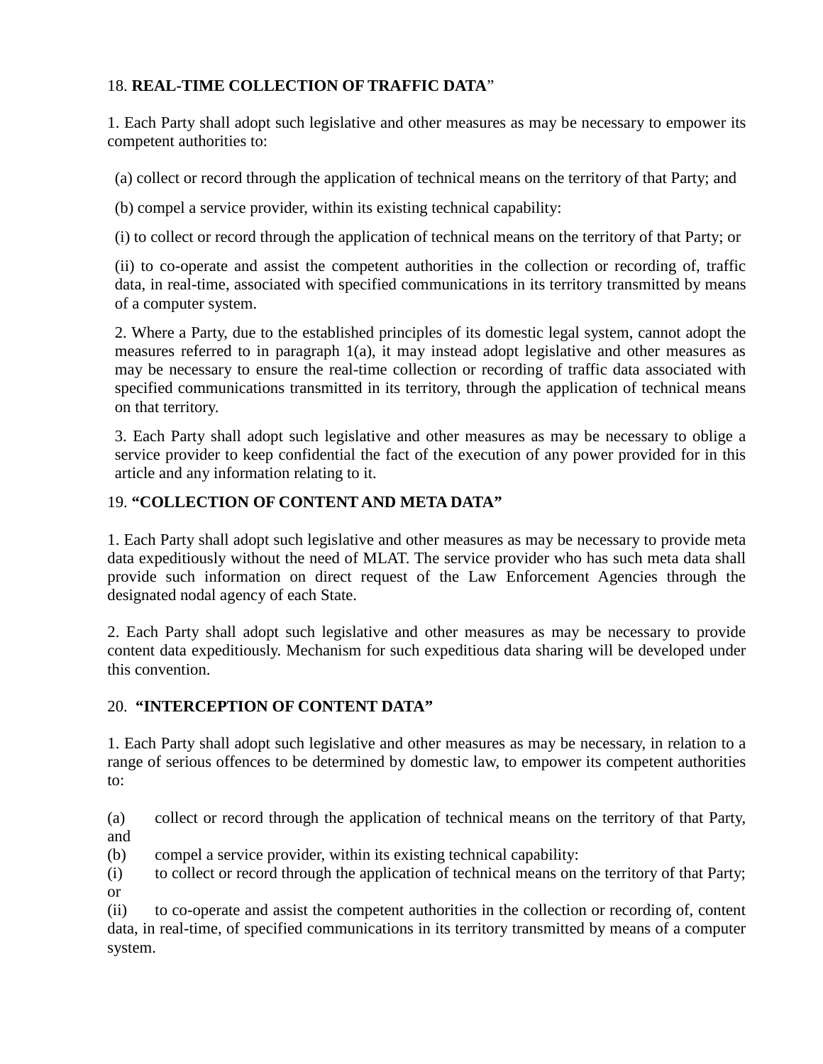18. **REAL-TIME COLLECTION OF TRAFFIC DATA**"

1. Each Party shall adopt such legislative and other measures as may be necessary to empower its competent authorities to:

(a) collect or record through the application of technical means on the territory of that Party; and

(b) compel a service provider, within its existing technical capability:

(i) to collect or record through the application of technical means on the territory of that Party; or

(ii) to co-operate and assist the competent authorities in the collection or recording of, traffic data, in real-time, associated with specified communications in its territory transmitted by means of a computer system.

2. Where a Party, due to the established principles of its domestic legal system, cannot adopt the measures referred to in paragraph 1(a), it may instead adopt legislative and other measures as may be necessary to ensure the real-time collection or recording of traffic data associated with specified communications transmitted in its territory, through the application of technical means on that territory.

3. Each Party shall adopt such legislative and other measures as may be necessary to oblige a service provider to keep confidential the fact of the execution of any power provided for in this article and any information relating to it.

19. **"COLLECTION OF CONTENT AND META DATA"**

1. Each Party shall adopt such legislative and other measures as may be necessary to provide meta data expeditiously without the need of MLAT. The service provider who has such meta data shall provide such information on direct request of the Law Enforcement Agencies through the designated nodal agency of each State.

2. Each Party shall adopt such legislative and other measures as may be necessary to provide content data expeditiously. Mechanism for such expeditious data sharing will be developed under this convention.

20. **"INTERCEPTION OF CONTENT DATA"**

1. Each Party shall adopt such legislative and other measures as may be necessary, in relation to a range of serious offences to be determined by domestic law, to empower its competent authorities to:

(a) collect or record through the application of technical means on the territory of that Party, and

(b) compel a service provider, within its existing technical capability:

(i) to collect or record through the application of technical means on the territory of that Party; or

(ii) to co-operate and assist the competent authorities in the collection or recording of, content data, in real-time, of specified communications in its territory transmitted by means of a computer system.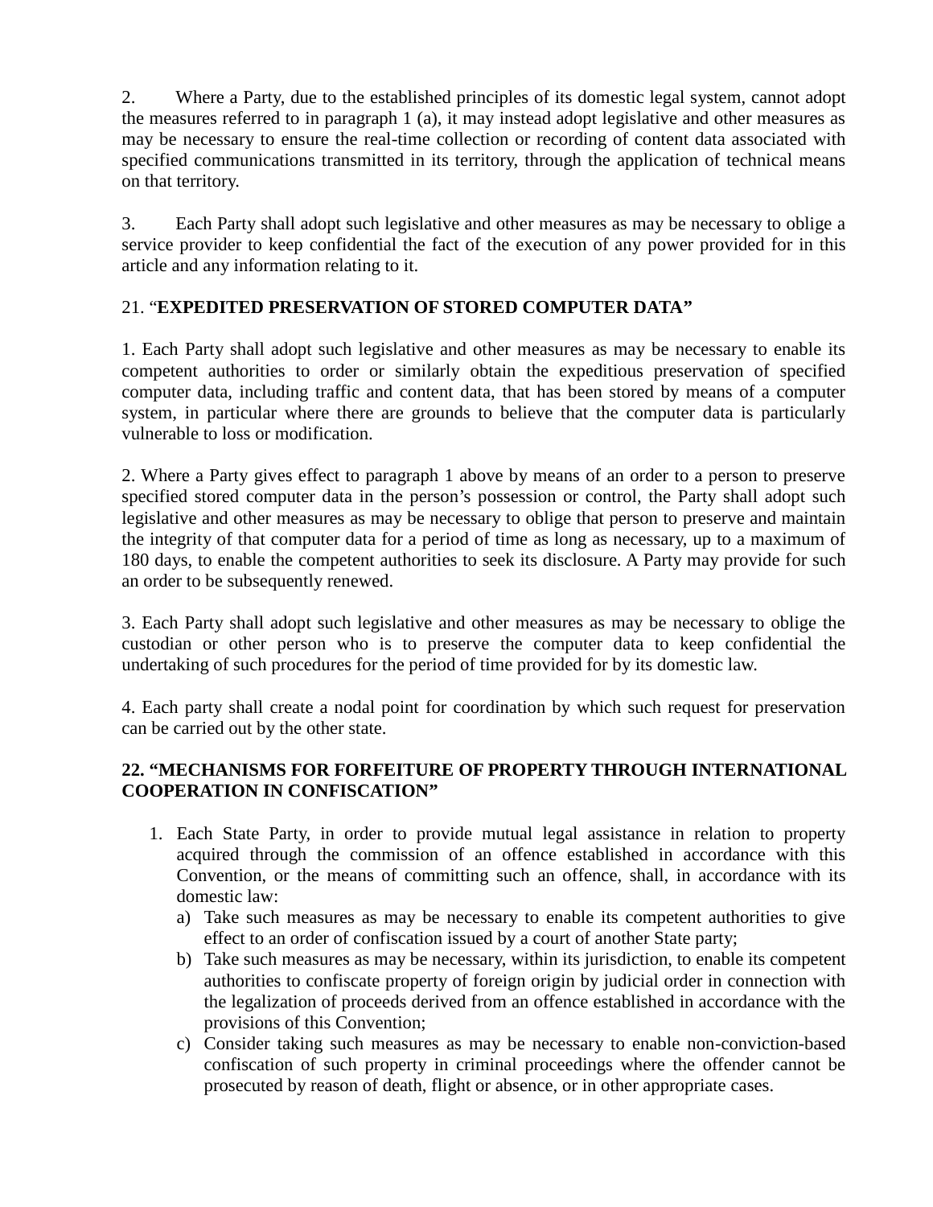2. Where a Party, due to the established principles of its domestic legal system, cannot adopt the measures referred to in paragraph 1 (a), it may instead adopt legislative and other measures as may be necessary to ensure the real-time collection or recording of content data associated with specified communications transmitted in its territory, through the application of technical means on that territory.

3. Each Party shall adopt such legislative and other measures as may be necessary to oblige a service provider to keep confidential the fact of the execution of any power provided for in this article and any information relating to it.

21. "**EXPEDITED PRESERVATION OF STORED COMPUTER DATA"**

1. Each Party shall adopt such legislative and other measures as may be necessary to enable its competent authorities to order or similarly obtain the expeditious preservation of specified computer data, including traffic and content data, that has been stored by means of a computer system, in particular where there are grounds to believe that the computer data is particularly vulnerable to loss or modification.

2. Where a Party gives effect to paragraph 1 above by means of an order to a person to preserve specified stored computer data in the person's possession or control, the Party shall adopt such legislative and other measures as may be necessary to oblige that person to preserve and maintain the integrity of that computer data for a period of time as long as necessary, up to a maximum of 180 days, to enable the competent authorities to seek its disclosure. A Party may provide for such an order to be subsequently renewed.

3. Each Party shall adopt such legislative and other measures as may be necessary to oblige the custodian or other person who is to preserve the computer data to keep confidential the undertaking of such procedures for the period of time provided for by its domestic law.

4. Each party shall create a nodal point for coordination by which such request for preservation can be carried out by the other state.

**22. "MECHANISMS FOR FORFEITURE OF PROPERTY THROUGH INTERNATIONAL COOPERATION IN CONFISCATION"**

1. Each State Party, in order to provide mutual legal assistance in relation to property acquired through the commission of an offence established in accordance with this Convention, or the means of committing such an offence, shall, in accordance with its domestic law:
   a) Take such measures as may be necessary to enable its competent authorities to give effect to an order of confiscation issued by a court of another State party;
   b) Take such measures as may be necessary, within its jurisdiction, to enable its competent authorities to confiscate property of foreign origin by judicial order in connection with the legalization of proceeds derived from an offence established in accordance with the provisions of this Convention;
   c) Consider taking such measures as may be necessary to enable non-conviction-based confiscation of such property in criminal proceedings where the offender cannot be prosecuted by reason of death, flight or absence, or in other appropriate cases.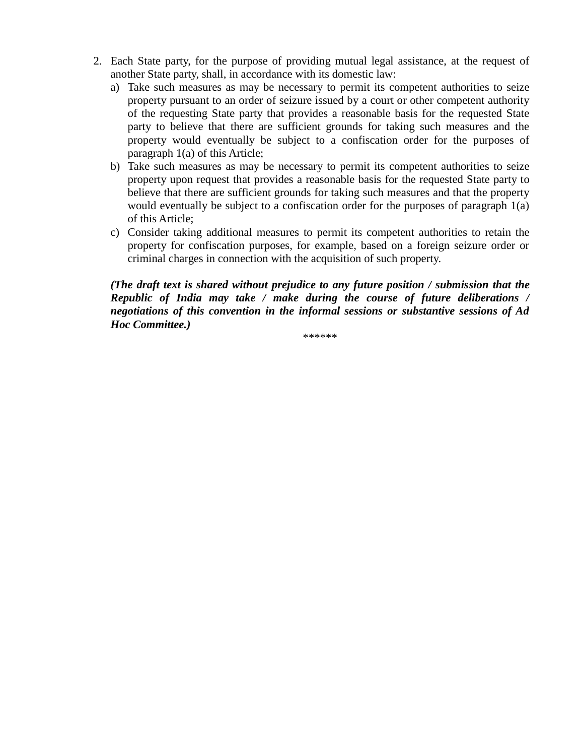2. Each State party, for the purpose of providing mutual legal assistance, at the request of another State party, shall, in accordance with its domestic law:
   a) Take such measures as may be necessary to permit its competent authorities to seize property pursuant to an order of seizure issued by a court or other competent authority of the requesting State party that provides a reasonable basis for the requested State party to believe that there are sufficient grounds for taking such measures and the property would eventually be subject to a confiscation order for the purposes of paragraph 1(a) of this Article;
   b) Take such measures as may be necessary to permit its competent authorities to seize property upon request that provides a reasonable basis for the requested State party to believe that there are sufficient grounds for taking such measures and that the property would eventually be subject to a confiscation order for the purposes of paragraph 1(a) of this Article;
   c) Consider taking additional measures to permit its competent authorities to retain the property for confiscation purposes, for example, based on a foreign seizure order or criminal charges in connection with the acquisition of such property.

***(The draft text is shared without prejudice to any future position / submission that the Republic of India may take / make during the course of future deliberations / negotiations of this convention in the informal sessions or substantive sessions of Ad Hoc Committee.)***

******